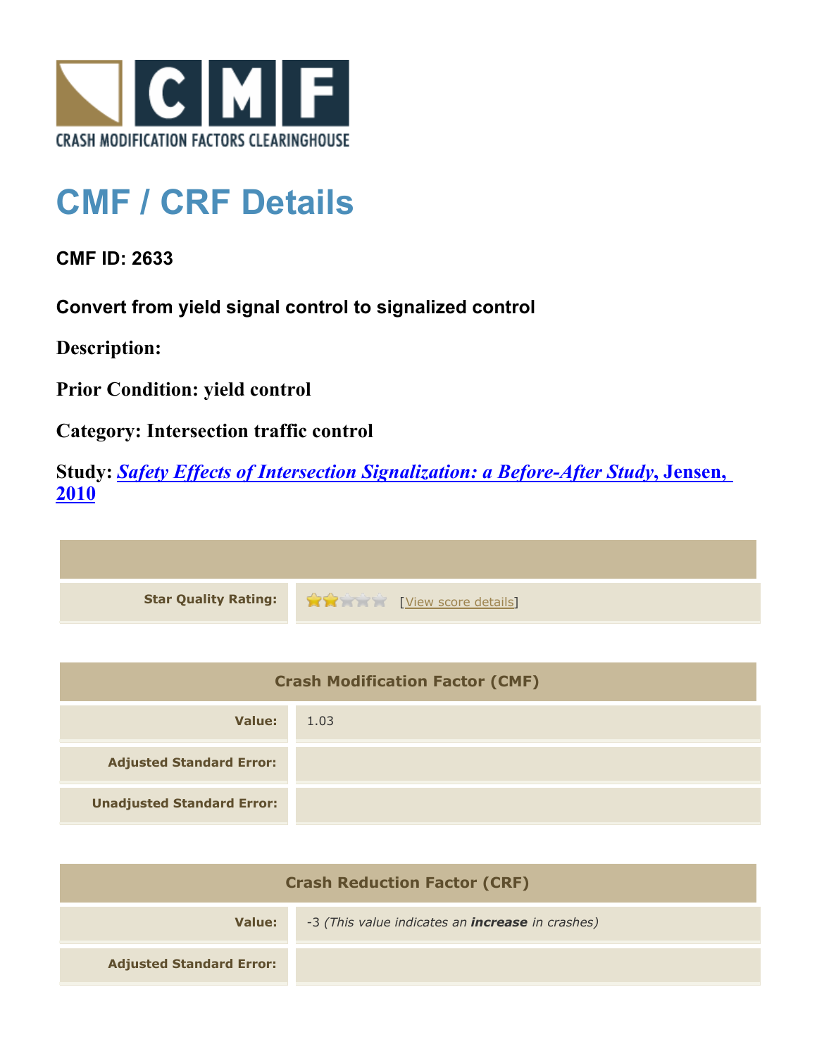CRASH MODIFICATION FACTORS CLEARINGHOUSE

# CMF / CRF Details

**CMF ID: 2633**

**Convert from yield signal control to signalized control**

**Description:**

**Prior Condition: yield control**

**Category: Intersection traffic control**

**Study:** ***Safety Effects of Intersection Signalization: a Before-After Study*, Jensen, 2010**

| | |
|---|---|
| **Star Quality Rating:** | [View score details] |

| **Crash Modification Factor (CMF)** | |
|---|---|
| **Value:** | 1.03 |
| **Adjusted Standard Error:** | |
| **Unadjusted Standard Error:** | |

| **Crash Reduction Factor (CRF)** | |
|---|---|
| **Value:** | -3 *(This value indicates an **increase** in crashes)* |
| **Adjusted Standard Error:** | |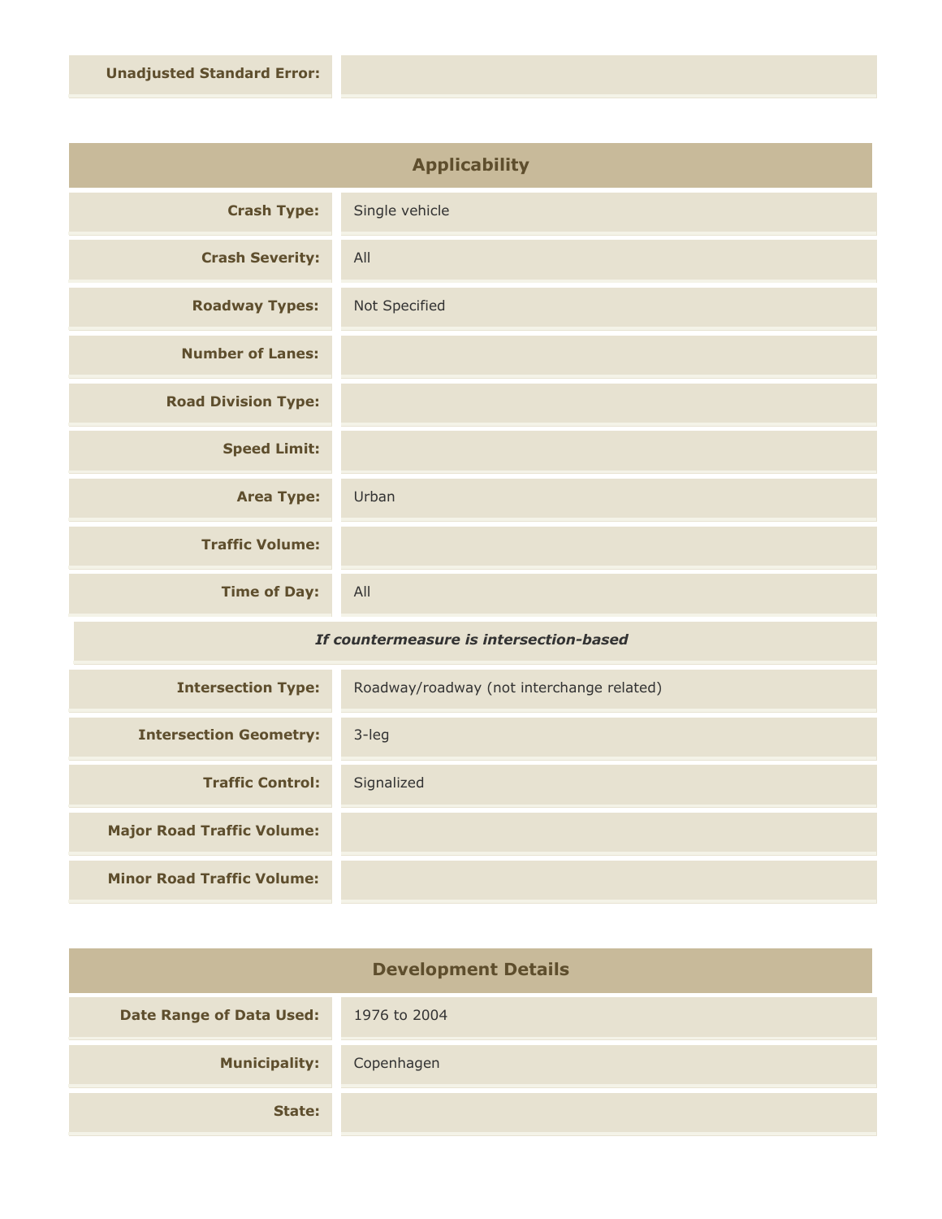| Unadjusted Standard Error: | |
| --- | --- |

## Applicability

| | |
| --- | --- |
| Crash Type: | Single vehicle |
| Crash Severity: | All |
| Roadway Types: | Not Specified |
| Number of Lanes: | |
| Road Division Type: | |
| Speed Limit: | |
| Area Type: | Urban |
| Traffic Volume: | |
| Time of Day: | All |

*If countermeasure is intersection-based*

| | |
| --- | --- |
| Intersection Type: | Roadway/roadway (not interchange related) |
| Intersection Geometry: | 3-leg |
| Traffic Control: | Signalized |
| Major Road Traffic Volume: | |
| Minor Road Traffic Volume: | |

## Development Details

| | |
| --- | --- |
| Date Range of Data Used: | 1976 to 2004 |
| Municipality: | Copenhagen |
| State: | |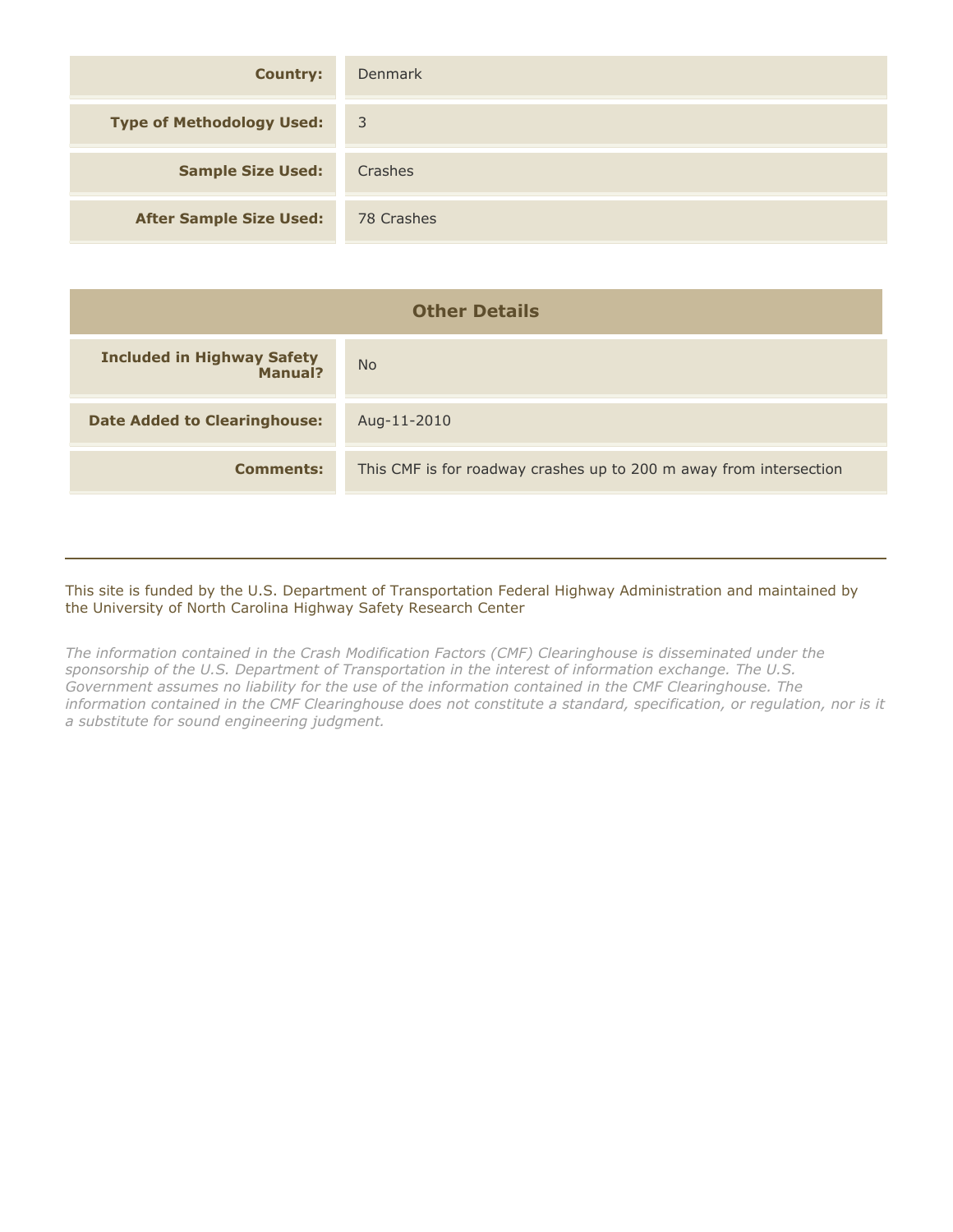| | |
|---|---|
| **Country:** | Denmark |
| **Type of Methodology Used:** | 3 |
| **Sample Size Used:** | Crashes |
| **After Sample Size Used:** | 78 Crashes |

## Other Details

| | |
|---|---|
| **Included in Highway Safety Manual?** | No |
| **Date Added to Clearinghouse:** | Aug-11-2010 |
| **Comments:** | This CMF is for roadway crashes up to 200 m away from intersection |

---

This site is funded by the U.S. Department of Transportation Federal Highway Administration and maintained by the University of North Carolina Highway Safety Research Center

*The information contained in the Crash Modification Factors (CMF) Clearinghouse is disseminated under the sponsorship of the U.S. Department of Transportation in the interest of information exchange. The U.S. Government assumes no liability for the use of the information contained in the CMF Clearinghouse. The information contained in the CMF Clearinghouse does not constitute a standard, specification, or regulation, nor is it a substitute for sound engineering judgment.*